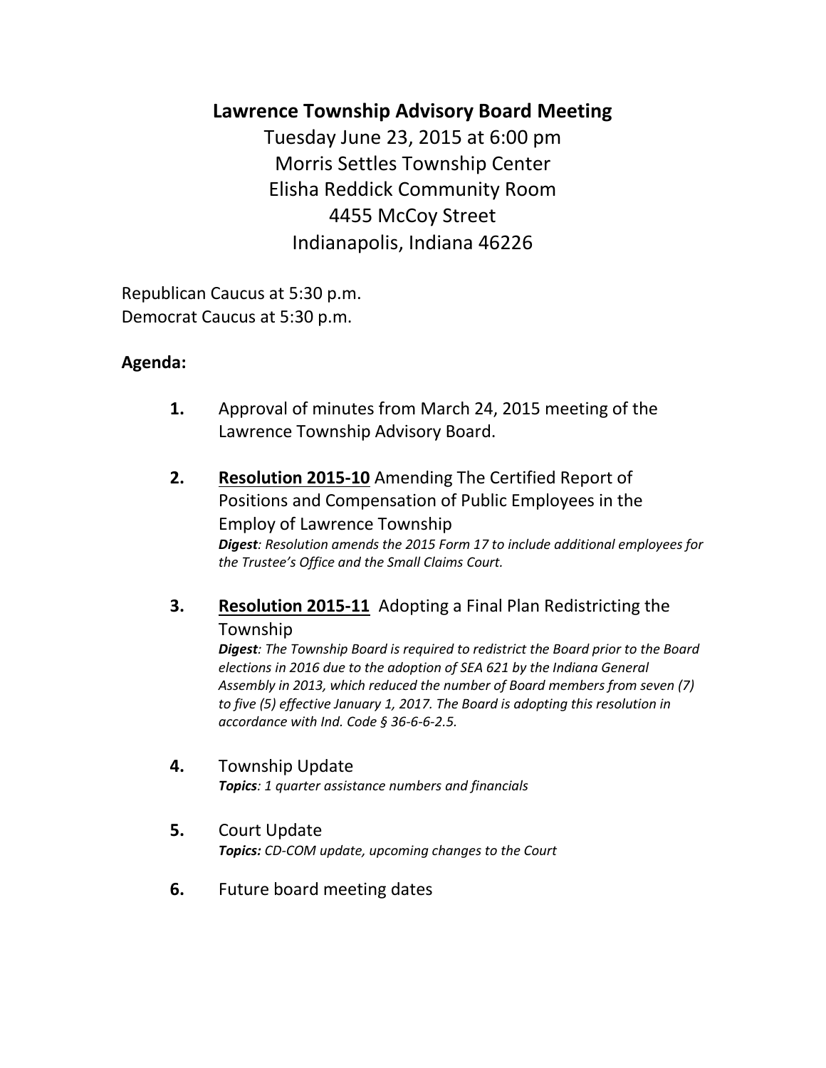# Lawrence Township Advisory Board Meeting

Tuesday June 23, 2015 at 6:00 pm
Morris Settles Township Center
Elisha Reddick Community Room
4455 McCoy Street
Indianapolis, Indiana 46226

Republican Caucus at 5:30 p.m.
Democrat Caucus at 5:30 p.m.

**Agenda:**

1. Approval of minutes from March 24, 2015 meeting of the Lawrence Township Advisory Board.

2. **Resolution 2015-10** Amending The Certified Report of Positions and Compensation of Public Employees in the Employ of Lawrence Township
   ***Digest****: Resolution amends the 2015 Form 17 to include additional employees for the Trustee's Office and the Small Claims Court.*

3. **Resolution 2015-11** Adopting a Final Plan Redistricting the Township
   ***Digest****: The Township Board is required to redistrict the Board prior to the Board elections in 2016 due to the adoption of SEA 621 by the Indiana General Assembly in 2013, which reduced the number of Board members from seven (7) to five (5) effective January 1, 2017. The Board is adopting this resolution in accordance with Ind. Code § 36-6-6-2.5.*

4. Township Update
   ***Topics****: 1 quarter assistance numbers and financials*

5. Court Update
   ***Topics:*** *CD-COM update, upcoming changes to the Court*

6. Future board meeting dates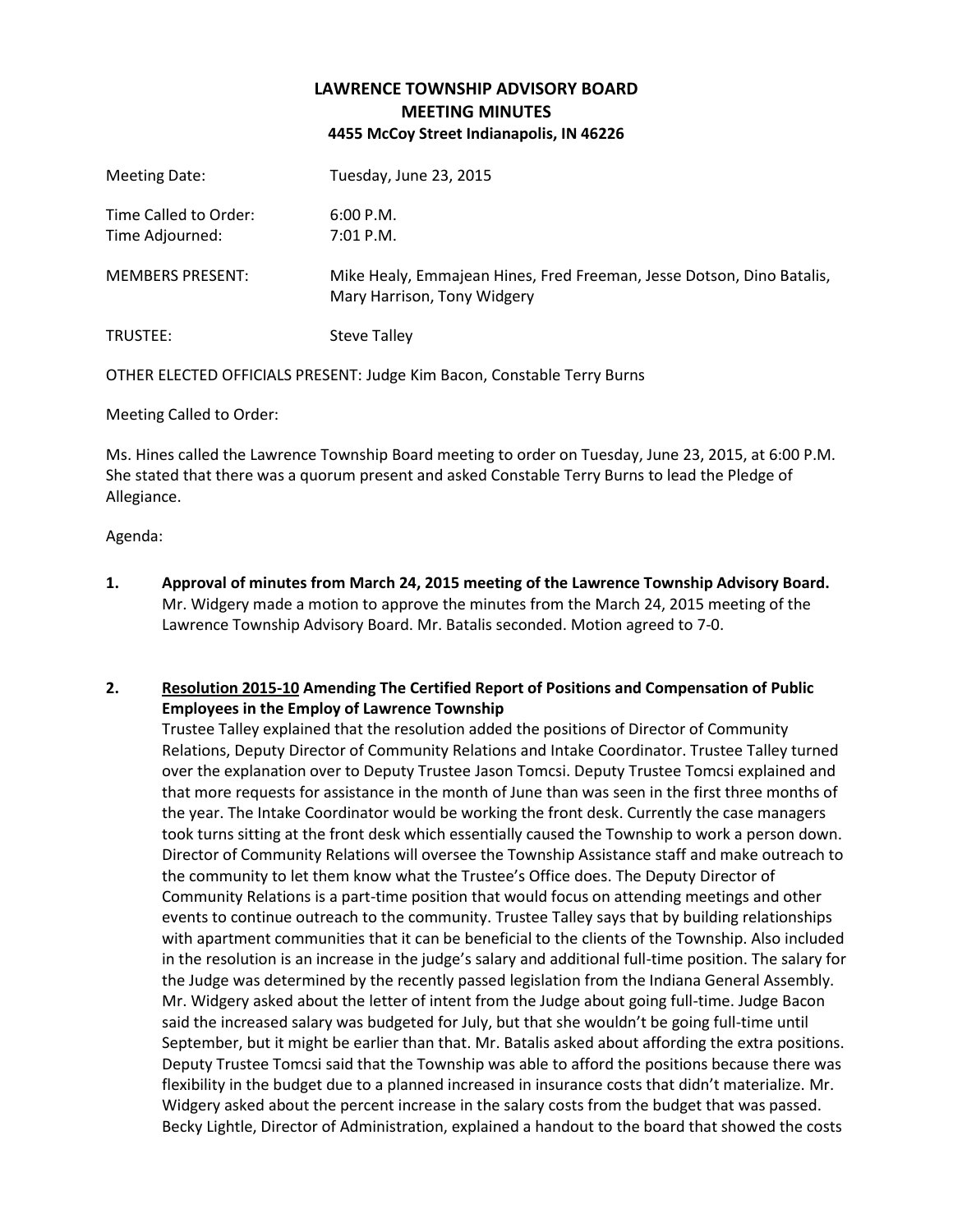# LAWRENCE TOWNSHIP ADVISORY BOARD
# MEETING MINUTES
**4455 McCoy Street Indianapolis, IN 46226**

| | |
|---|---|
| Meeting Date: | Tuesday, June 23, 2015 |
| Time Called to Order: | 6:00 P.M. |
| Time Adjourned: | 7:01 P.M. |
| MEMBERS PRESENT: | Mike Healy, Emmajean Hines, Fred Freeman, Jesse Dotson, Dino Batalis, Mary Harrison, Tony Widgery |
| TRUSTEE: | Steve Talley |

OTHER ELECTED OFFICIALS PRESENT: Judge Kim Bacon, Constable Terry Burns

Meeting Called to Order:

Ms. Hines called the Lawrence Township Board meeting to order on Tuesday, June 23, 2015, at 6:00 P.M. She stated that there was a quorum present and asked Constable Terry Burns to lead the Pledge of Allegiance.

Agenda:

1. **Approval of minutes from March 24, 2015 meeting of the Lawrence Township Advisory Board.** Mr. Widgery made a motion to approve the minutes from the March 24, 2015 meeting of the Lawrence Township Advisory Board. Mr. Batalis seconded. Motion agreed to 7-0.

2. **Resolution 2015-10 Amending The Certified Report of Positions and Compensation of Public Employees in the Employ of Lawrence Township**
   Trustee Talley explained that the resolution added the positions of Director of Community Relations, Deputy Director of Community Relations and Intake Coordinator. Trustee Talley turned over the explanation over to Deputy Trustee Jason Tomcsi. Deputy Trustee Tomcsi explained and that more requests for assistance in the month of June than was seen in the first three months of the year. The Intake Coordinator would be working the front desk. Currently the case managers took turns sitting at the front desk which essentially caused the Township to work a person down. Director of Community Relations will oversee the Township Assistance staff and make outreach to the community to let them know what the Trustee's Office does. The Deputy Director of Community Relations is a part-time position that would focus on attending meetings and other events to continue outreach to the community. Trustee Talley says that by building relationships with apartment communities that it can be beneficial to the clients of the Township. Also included in the resolution is an increase in the judge's salary and additional full-time position. The salary for the Judge was determined by the recently passed legislation from the Indiana General Assembly. Mr. Widgery asked about the letter of intent from the Judge about going full-time. Judge Bacon said the increased salary was budgeted for July, but that she wouldn't be going full-time until September, but it might be earlier than that. Mr. Batalis asked about affording the extra positions. Deputy Trustee Tomcsi said that the Township was able to afford the positions because there was flexibility in the budget due to a planned increased in insurance costs that didn't materialize. Mr. Widgery asked about the percent increase in the salary costs from the budget that was passed. Becky Lightle, Director of Administration, explained a handout to the board that showed the costs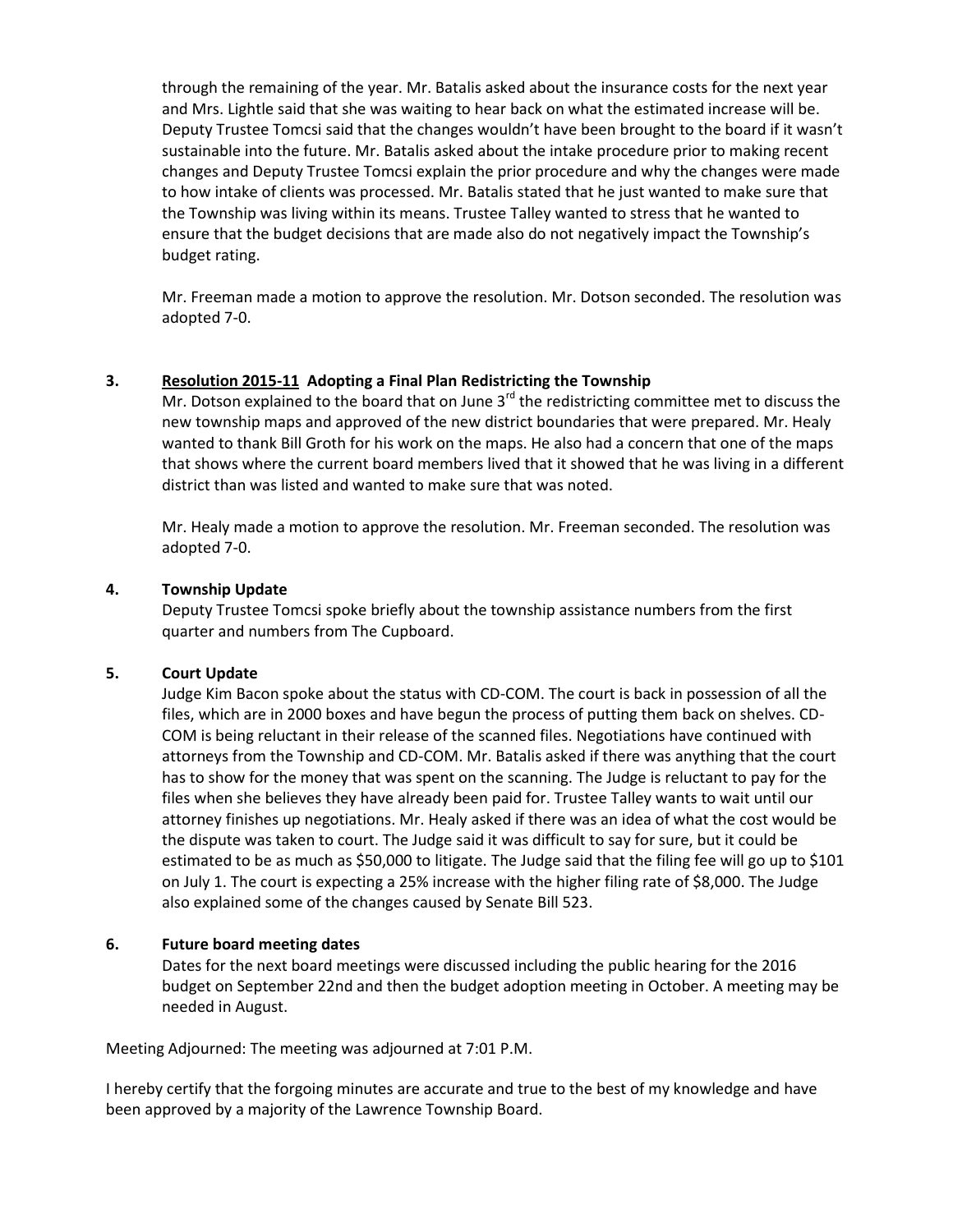through the remaining of the year. Mr. Batalis asked about the insurance costs for the next year and Mrs. Lightle said that she was waiting to hear back on what the estimated increase will be. Deputy Trustee Tomcsi said that the changes wouldn't have been brought to the board if it wasn't sustainable into the future. Mr. Batalis asked about the intake procedure prior to making recent changes and Deputy Trustee Tomcsi explain the prior procedure and why the changes were made to how intake of clients was processed. Mr. Batalis stated that he just wanted to make sure that the Township was living within its means. Trustee Talley wanted to stress that he wanted to ensure that the budget decisions that are made also do not negatively impact the Township's budget rating.

Mr. Freeman made a motion to approve the resolution. Mr. Dotson seconded. The resolution was adopted 7-0.

**3. <u>Resolution 2015-11</u> Adopting a Final Plan Redistricting the Township**

Mr. Dotson explained to the board that on June 3rd the redistricting committee met to discuss the new township maps and approved of the new district boundaries that were prepared. Mr. Healy wanted to thank Bill Groth for his work on the maps. He also had a concern that one of the maps that shows where the current board members lived that it showed that he was living in a different district than was listed and wanted to make sure that was noted.

Mr. Healy made a motion to approve the resolution. Mr. Freeman seconded. The resolution was adopted 7-0.

**4. Township Update**

Deputy Trustee Tomcsi spoke briefly about the township assistance numbers from the first quarter and numbers from The Cupboard.

**5. Court Update**

Judge Kim Bacon spoke about the status with CD-COM. The court is back in possession of all the files, which are in 2000 boxes and have begun the process of putting them back on shelves. CD-COM is being reluctant in their release of the scanned files. Negotiations have continued with attorneys from the Township and CD-COM. Mr. Batalis asked if there was anything that the court has to show for the money that was spent on the scanning. The Judge is reluctant to pay for the files when she believes they have already been paid for. Trustee Talley wants to wait until our attorney finishes up negotiations. Mr. Healy asked if there was an idea of what the cost would be the dispute was taken to court. The Judge said it was difficult to say for sure, but it could be estimated to be as much as \$50,000 to litigate. The Judge said that the filing fee will go up to \$101 on July 1. The court is expecting a 25% increase with the higher filing rate of \$8,000. The Judge also explained some of the changes caused by Senate Bill 523.

**6. Future board meeting dates**

Dates for the next board meetings were discussed including the public hearing for the 2016 budget on September 22nd and then the budget adoption meeting in October. A meeting may be needed in August.

Meeting Adjourned: The meeting was adjourned at 7:01 P.M.

I hereby certify that the forgoing minutes are accurate and true to the best of my knowledge and have been approved by a majority of the Lawrence Township Board.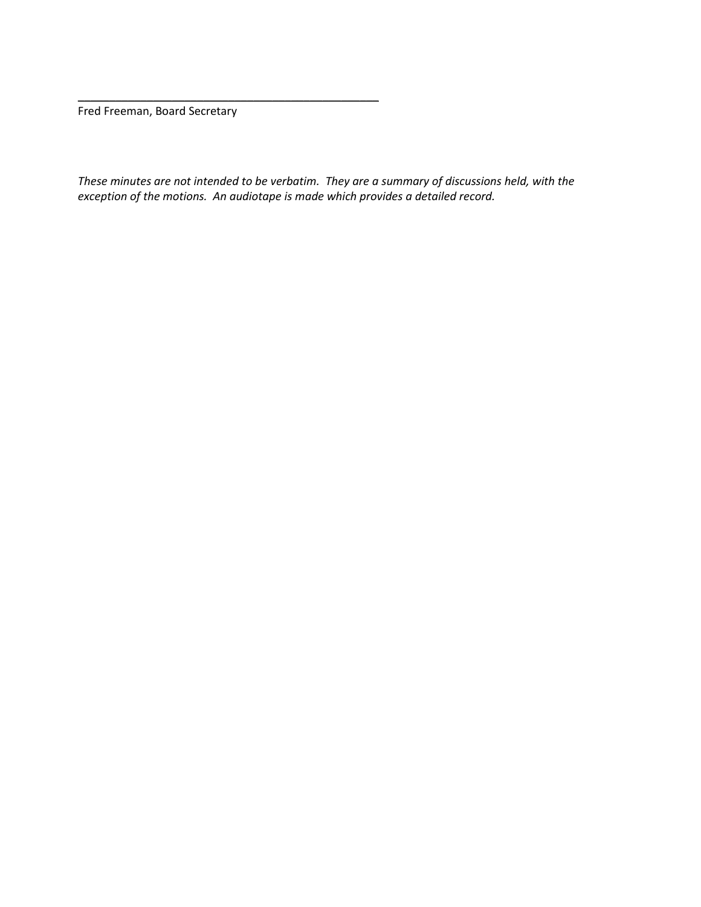\_\_\_\_\_\_\_\_\_\_\_\_\_\_\_\_\_\_\_\_\_\_\_\_\_\_\_\_\_\_\_\_\_\_\_\_\_\_\_\_\_\_\_\_

Fred Freeman, Board Secretary

*These minutes are not intended to be verbatim. They are a summary of discussions held, with the exception of the motions. An audiotape is made which provides a detailed record.*